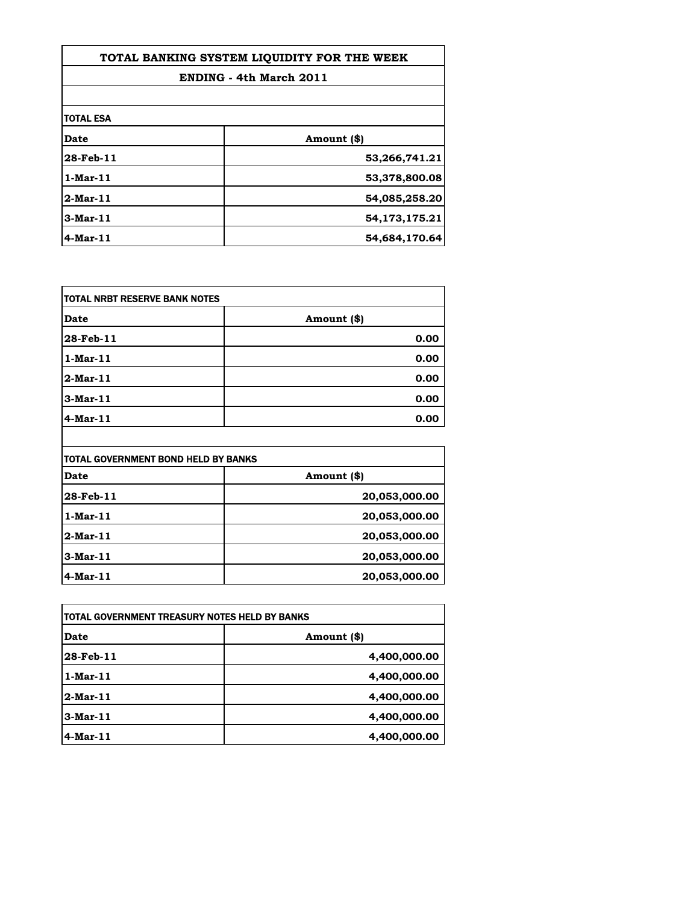# TOTAL BANKING SYSTEM LIQUIDITY FOR THE WEEK

## ENDING - 4th March 2011

### TOTAL ESA

| Date | Amount ($) |
|---|---|
| 28-Feb-11 | 53,266,741.21 |
| 1-Mar-11 | 53,378,800.08 |
| 2-Mar-11 | 54,085,258.20 |
| 3-Mar-11 | 54,173,175.21 |
| 4-Mar-11 | 54,684,170.64 |

### TOTAL NRBT RESERVE BANK NOTES

| Date | Amount ($) |
|---|---|
| 28-Feb-11 | 0.00 |
| 1-Mar-11 | 0.00 |
| 2-Mar-11 | 0.00 |
| 3-Mar-11 | 0.00 |
| 4-Mar-11 | 0.00 |

### TOTAL GOVERNMENT BOND HELD BY BANKS

| Date | Amount ($) |
|---|---|
| 28-Feb-11 | 20,053,000.00 |
| 1-Mar-11 | 20,053,000.00 |
| 2-Mar-11 | 20,053,000.00 |
| 3-Mar-11 | 20,053,000.00 |
| 4-Mar-11 | 20,053,000.00 |

### TOTAL GOVERNMENT TREASURY NOTES HELD BY BANKS

| Date | Amount ($) |
|---|---|
| 28-Feb-11 | 4,400,000.00 |
| 1-Mar-11 | 4,400,000.00 |
| 2-Mar-11 | 4,400,000.00 |
| 3-Mar-11 | 4,400,000.00 |
| 4-Mar-11 | 4,400,000.00 |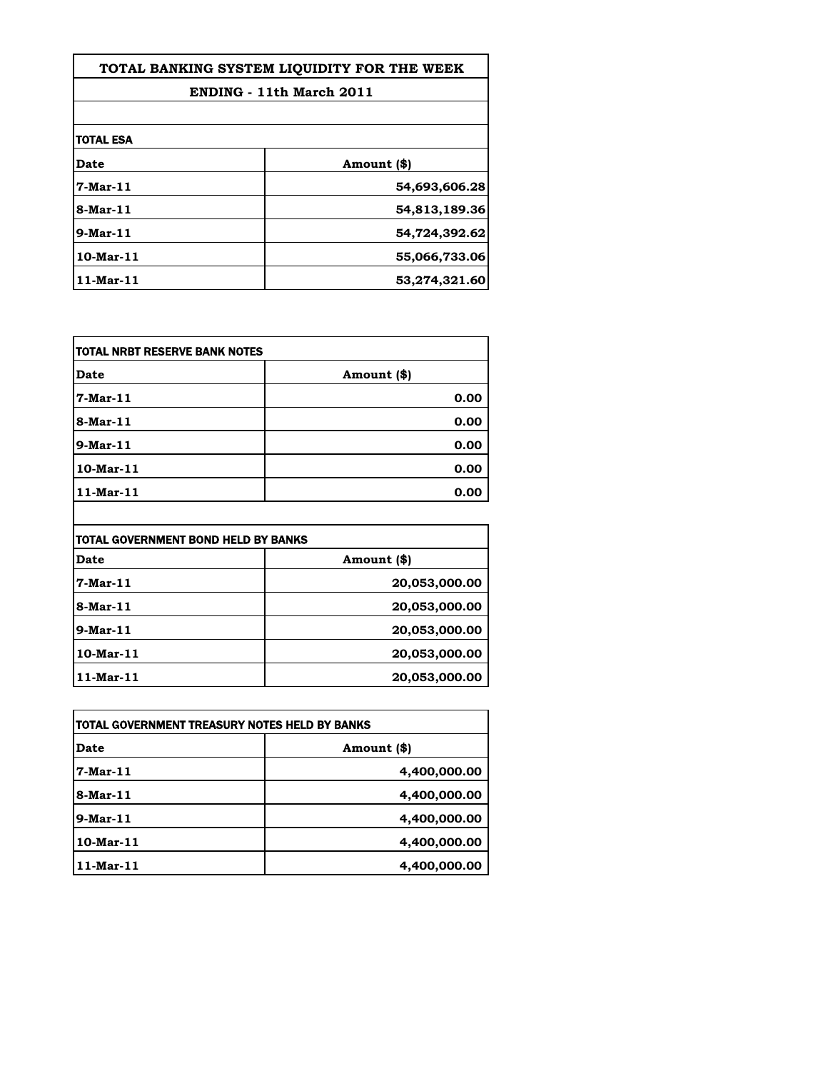# TOTAL BANKING SYSTEM LIQUIDITY FOR THE WEEK

## ENDING - 11th March 2011

**TOTAL ESA**

| Date | Amount ($) |
|---|---|
| 7-Mar-11 | 54,693,606.28 |
| 8-Mar-11 | 54,813,189.36 |
| 9-Mar-11 | 54,724,392.62 |
| 10-Mar-11 | 55,066,733.06 |
| 11-Mar-11 | 53,274,321.60 |

**TOTAL NRBT RESERVE BANK NOTES**

| Date | Amount ($) |
|---|---|
| 7-Mar-11 | 0.00 |
| 8-Mar-11 | 0.00 |
| 9-Mar-11 | 0.00 |
| 10-Mar-11 | 0.00 |
| 11-Mar-11 | 0.00 |

**TOTAL GOVERNMENT BOND HELD BY BANKS**

| Date | Amount ($) |
|---|---|
| 7-Mar-11 | 20,053,000.00 |
| 8-Mar-11 | 20,053,000.00 |
| 9-Mar-11 | 20,053,000.00 |
| 10-Mar-11 | 20,053,000.00 |
| 11-Mar-11 | 20,053,000.00 |

**TOTAL GOVERNMENT TREASURY NOTES HELD BY BANKS**

| Date | Amount ($) |
|---|---|
| 7-Mar-11 | 4,400,000.00 |
| 8-Mar-11 | 4,400,000.00 |
| 9-Mar-11 | 4,400,000.00 |
| 10-Mar-11 | 4,400,000.00 |
| 11-Mar-11 | 4,400,000.00 |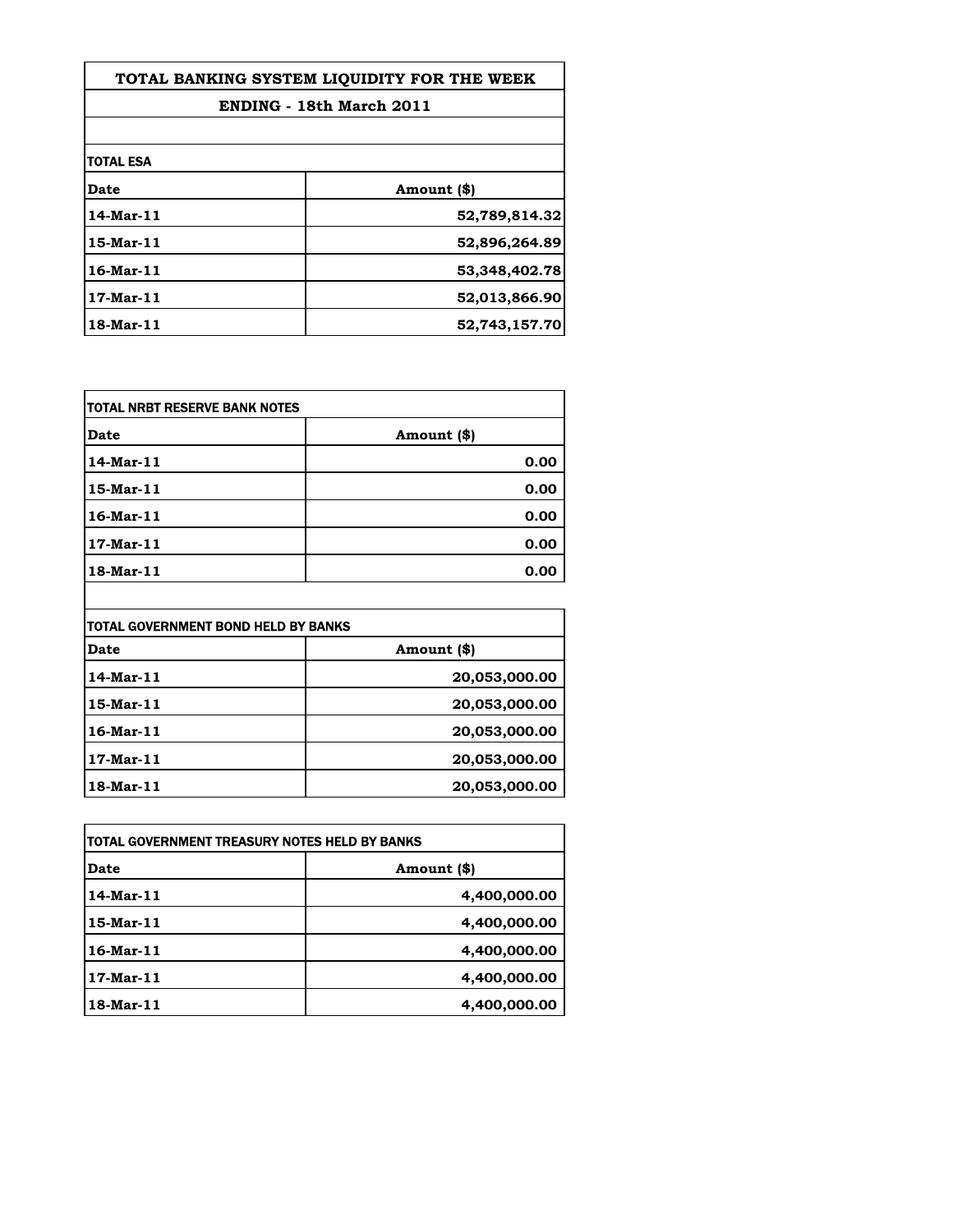# TOTAL BANKING SYSTEM LIQUIDITY FOR THE WEEK

## ENDING - 18th March 2011

**TOTAL ESA**

| Date | Amount ($) |
|---|---|
| 14-Mar-11 | 52,789,814.32 |
| 15-Mar-11 | 52,896,264.89 |
| 16-Mar-11 | 53,348,402.78 |
| 17-Mar-11 | 52,013,866.90 |
| 18-Mar-11 | 52,743,157.70 |

**TOTAL NRBT RESERVE BANK NOTES**

| Date | Amount ($) |
|---|---|
| 14-Mar-11 | 0.00 |
| 15-Mar-11 | 0.00 |
| 16-Mar-11 | 0.00 |
| 17-Mar-11 | 0.00 |
| 18-Mar-11 | 0.00 |

**TOTAL GOVERNMENT BOND HELD BY BANKS**

| Date | Amount ($) |
|---|---|
| 14-Mar-11 | 20,053,000.00 |
| 15-Mar-11 | 20,053,000.00 |
| 16-Mar-11 | 20,053,000.00 |
| 17-Mar-11 | 20,053,000.00 |
| 18-Mar-11 | 20,053,000.00 |

**TOTAL GOVERNMENT TREASURY NOTES HELD BY BANKS**

| Date | Amount ($) |
|---|---|
| 14-Mar-11 | 4,400,000.00 |
| 15-Mar-11 | 4,400,000.00 |
| 16-Mar-11 | 4,400,000.00 |
| 17-Mar-11 | 4,400,000.00 |
| 18-Mar-11 | 4,400,000.00 |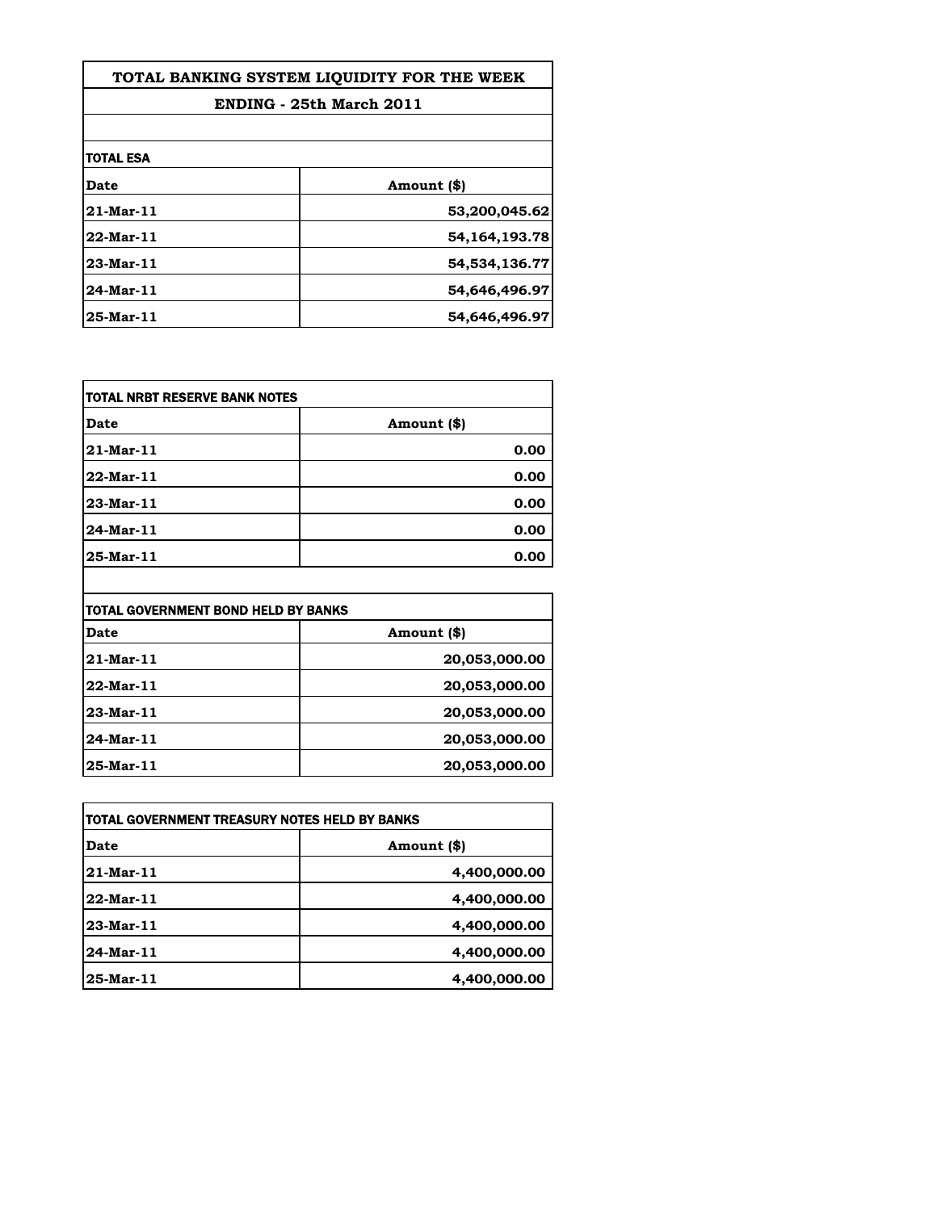# TOTAL BANKING SYSTEM LIQUIDITY FOR THE WEEK

## ENDING - 25th March 2011

**TOTAL ESA**

| Date | Amount ($) |
|---|---|
| 21-Mar-11 | 53,200,045.62 |
| 22-Mar-11 | 54,164,193.78 |
| 23-Mar-11 | 54,534,136.77 |
| 24-Mar-11 | 54,646,496.97 |
| 25-Mar-11 | 54,646,496.97 |

**TOTAL NRBT RESERVE BANK NOTES**

| Date | Amount ($) |
|---|---|
| 21-Mar-11 | 0.00 |
| 22-Mar-11 | 0.00 |
| 23-Mar-11 | 0.00 |
| 24-Mar-11 | 0.00 |
| 25-Mar-11 | 0.00 |

**TOTAL GOVERNMENT BOND HELD BY BANKS**

| Date | Amount ($) |
|---|---|
| 21-Mar-11 | 20,053,000.00 |
| 22-Mar-11 | 20,053,000.00 |
| 23-Mar-11 | 20,053,000.00 |
| 24-Mar-11 | 20,053,000.00 |
| 25-Mar-11 | 20,053,000.00 |

**TOTAL GOVERNMENT TREASURY NOTES HELD BY BANKS**

| Date | Amount ($) |
|---|---|
| 21-Mar-11 | 4,400,000.00 |
| 22-Mar-11 | 4,400,000.00 |
| 23-Mar-11 | 4,400,000.00 |
| 24-Mar-11 | 4,400,000.00 |
| 25-Mar-11 | 4,400,000.00 |